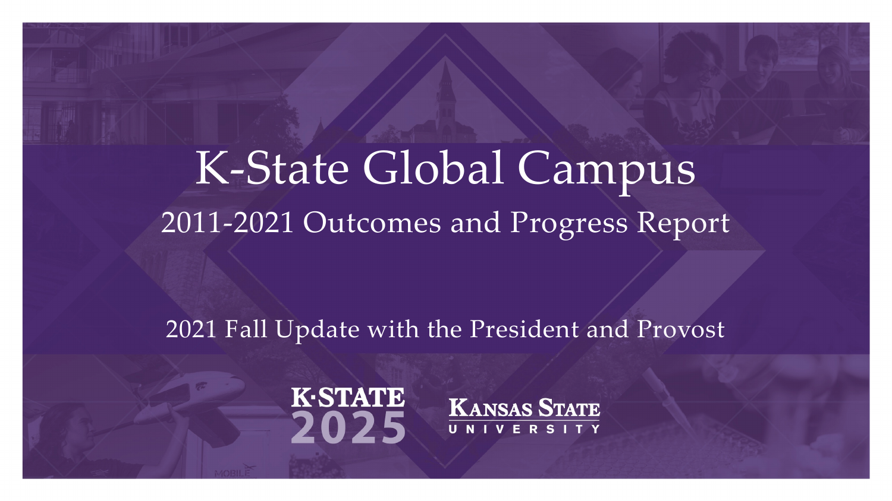# K-State Global Campus

## 2011-2021 Outcomes and Progress Report

2021 Fall Update with the President and Provost

K-STATE 2025

KANSAS STATE UNIVERSITY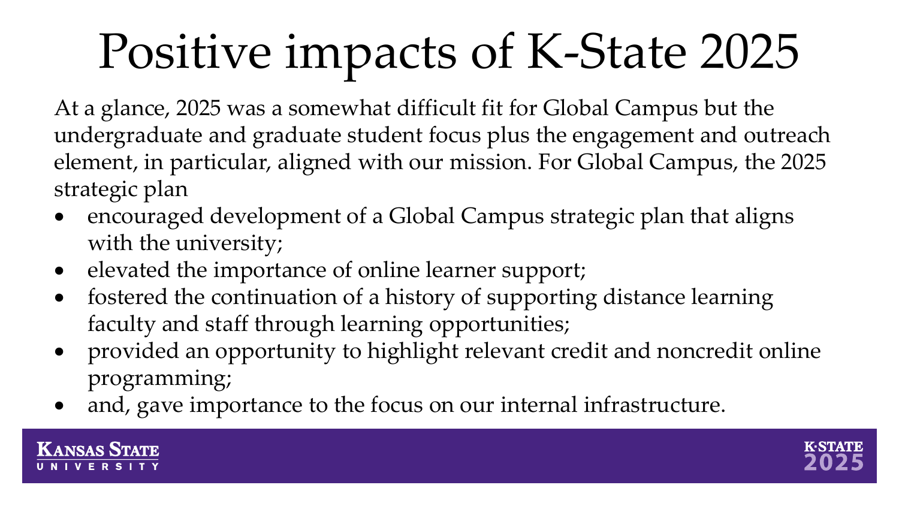# Positive impacts of K-State 2025

At a glance, 2025 was a somewhat difficult fit for Global Campus but the undergraduate and graduate student focus plus the engagement and outreach element, in particular, aligned with our mission. For Global Campus, the 2025 strategic plan

- encouraged development of a Global Campus strategic plan that aligns with the university;
- elevated the importance of online learner support;
- fostered the continuation of a history of supporting distance learning faculty and staff through learning opportunities;
- provided an opportunity to highlight relevant credit and noncredit online programming;
- and, gave importance to the focus on our internal infrastructure.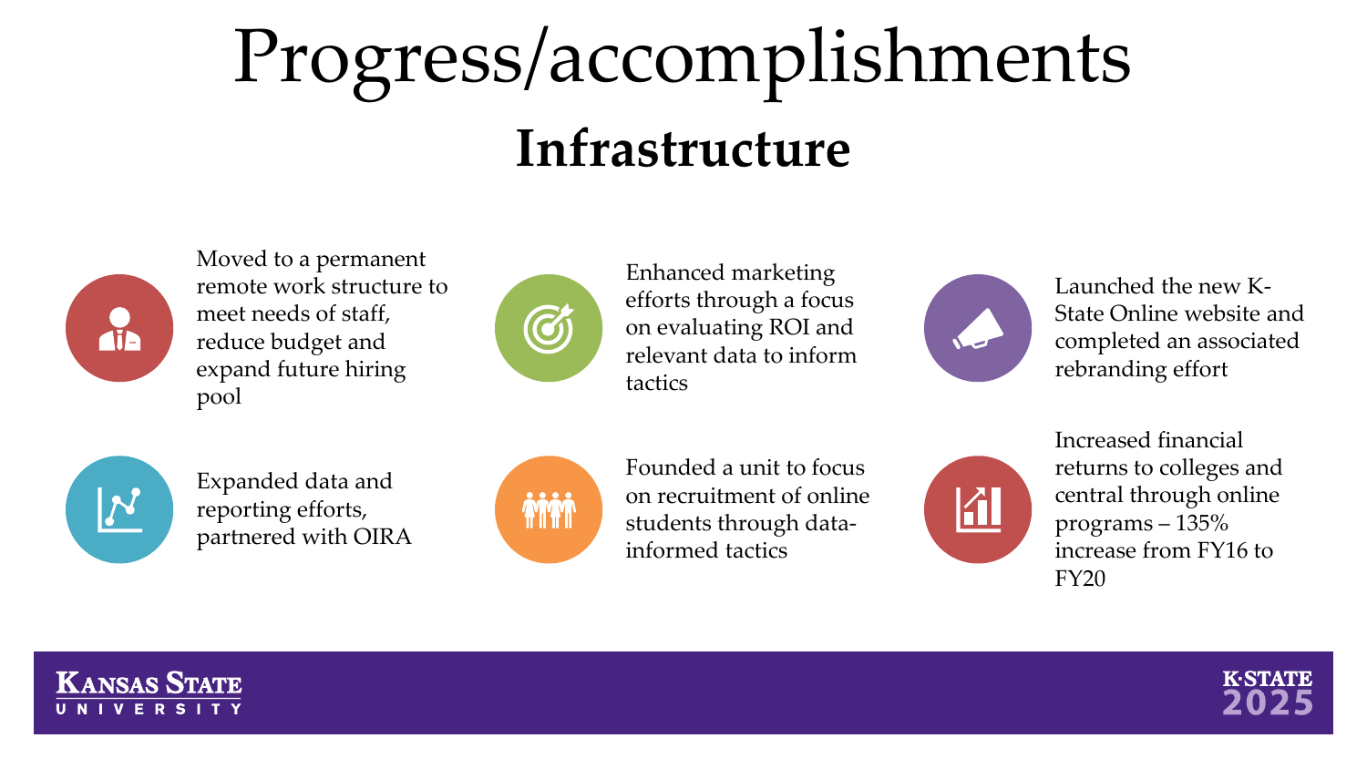# Progress/accomplishments

## Infrastructure

- Moved to a permanent remote work structure to meet needs of staff, reduce budget and expand future hiring pool
- Enhanced marketing efforts through a focus on evaluating ROI and relevant data to inform tactics
- Launched the new K-State Online website and completed an associated rebranding effort
- Expanded data and reporting efforts, partnered with OIRA
- Founded a unit to focus on recruitment of online students through data-informed tactics
- Increased financial returns to colleges and central through online programs – 135% increase from FY16 to FY20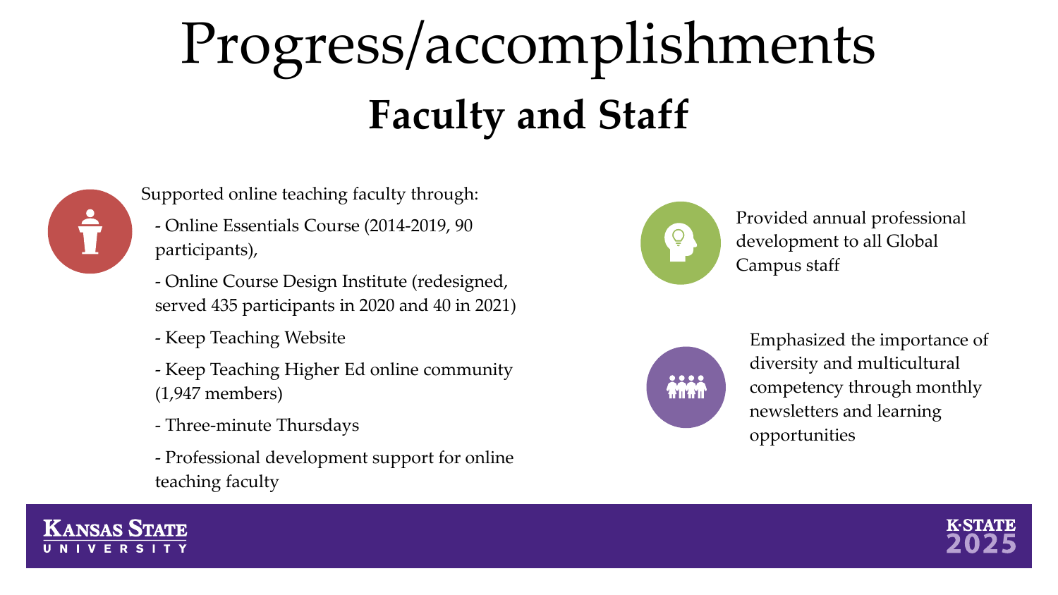# Progress/accomplishments

## Faculty and Staff

Supported online teaching faculty through:

- Online Essentials Course (2014-2019, 90 participants),
- Online Course Design Institute (redesigned, served 435 participants in 2020 and 40 in 2021)
- Keep Teaching Website
- Keep Teaching Higher Ed online community (1,947 members)
- Three-minute Thursdays
- Professional development support for online teaching faculty

Provided annual professional development to all Global Campus staff

Emphasized the importance of diversity and multicultural competency through monthly newsletters and learning opportunities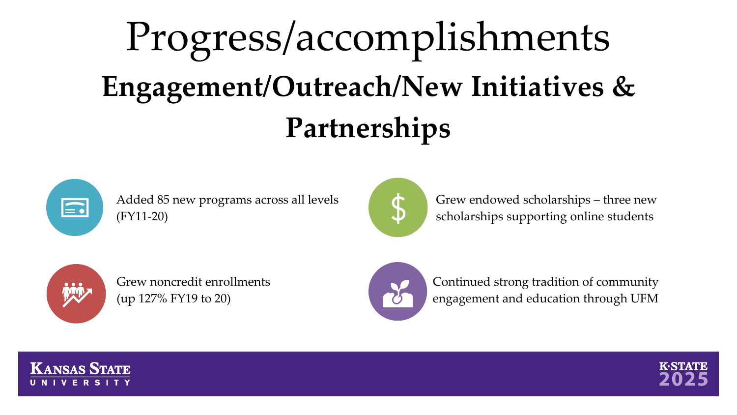# Progress/accomplishments

## Engagement/Outreach/New Initiatives & Partnerships

- Added 85 new programs across all levels (FY11-20)
- Grew noncredit enrollments (up 127% FY19 to 20)
- Grew endowed scholarships – three new scholarships supporting online students
- Continued strong tradition of community engagement and education through UFM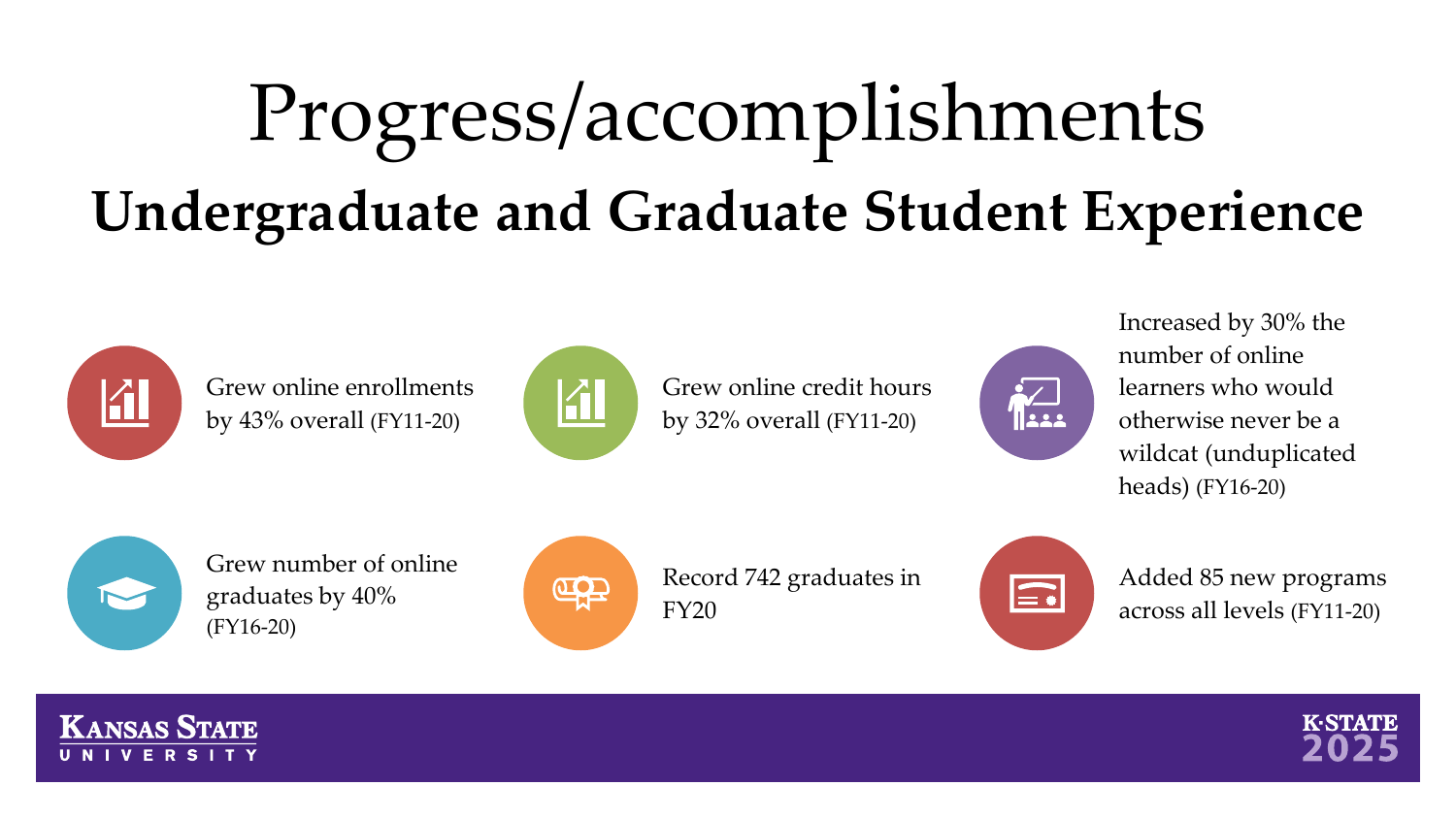# Progress/accomplishments

## Undergraduate and Graduate Student Experience

- Grew online enrollments by 43% overall (FY11-20)
- Grew online credit hours by 32% overall (FY11-20)
- Increased by 30% the number of online learners who would otherwise never be a wildcat (unduplicated heads) (FY16-20)
- Grew number of online graduates by 40% (FY16-20)
- Record 742 graduates in FY20
- Added 85 new programs across all levels (FY11-20)

Kansas State University

K-State 2025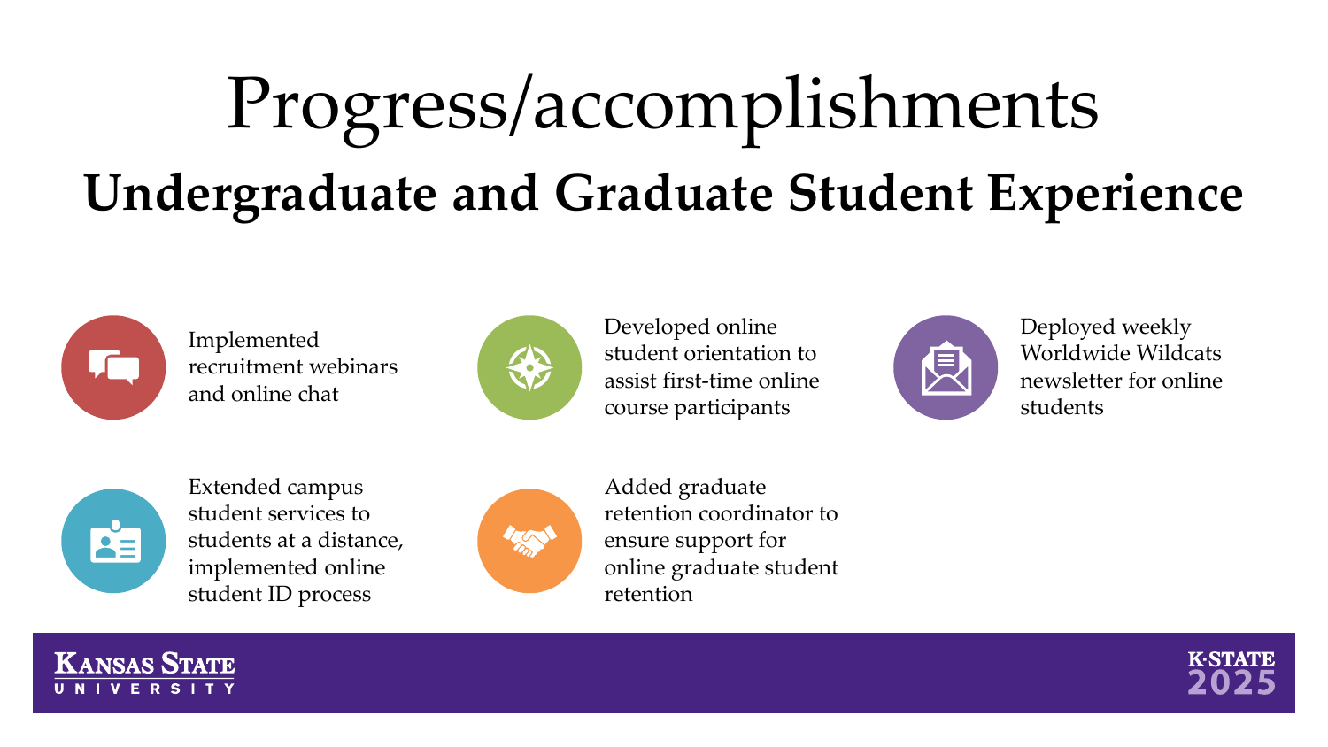# Progress/accomplishments

## Undergraduate and Graduate Student Experience

- Implemented recruitment webinars and online chat
- Developed online student orientation to assist first-time online course participants
- Deployed weekly Worldwide Wildcats newsletter for online students
- Extended campus student services to students at a distance, implemented online student ID process
- Added graduate retention coordinator to ensure support for online graduate student retention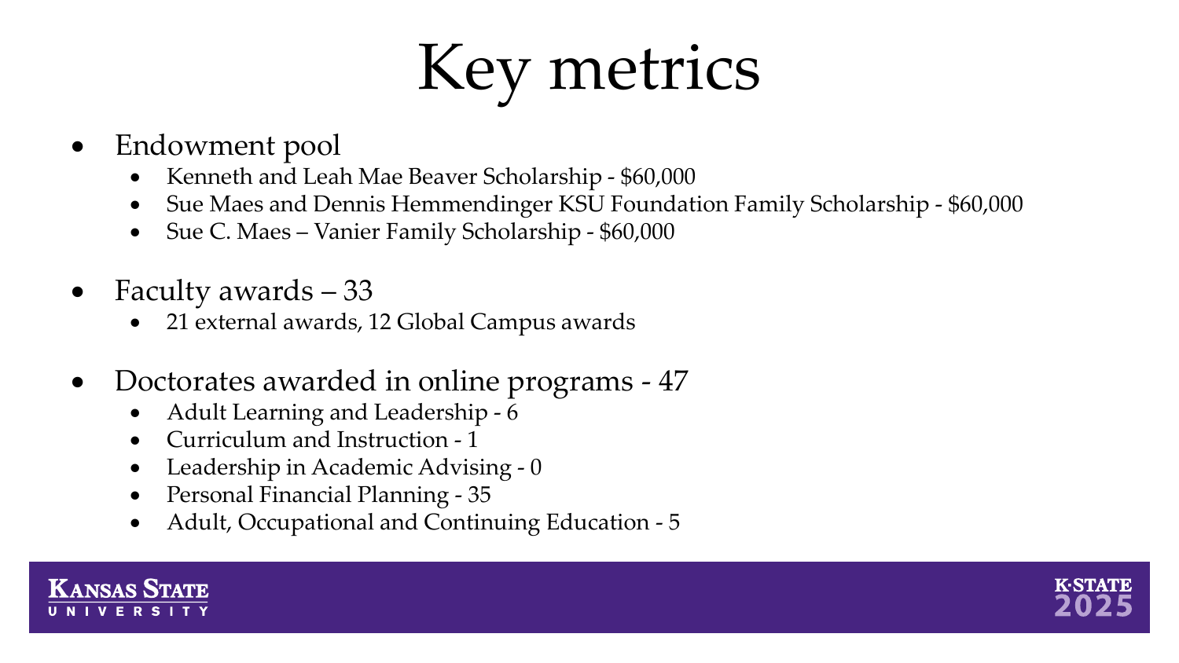# Key metrics

- Endowment pool
  - Kenneth and Leah Mae Beaver Scholarship - $60,000
  - Sue Maes and Dennis Hemmendinger KSU Foundation Family Scholarship - $60,000
  - Sue C. Maes – Vanier Family Scholarship - $60,000

- Faculty awards – 33
  - 21 external awards, 12 Global Campus awards

- Doctorates awarded in online programs - 47
  - Adult Learning and Leadership - 6
  - Curriculum and Instruction - 1
  - Leadership in Academic Advising - 0
  - Personal Financial Planning - 35
  - Adult, Occupational and Continuing Education - 5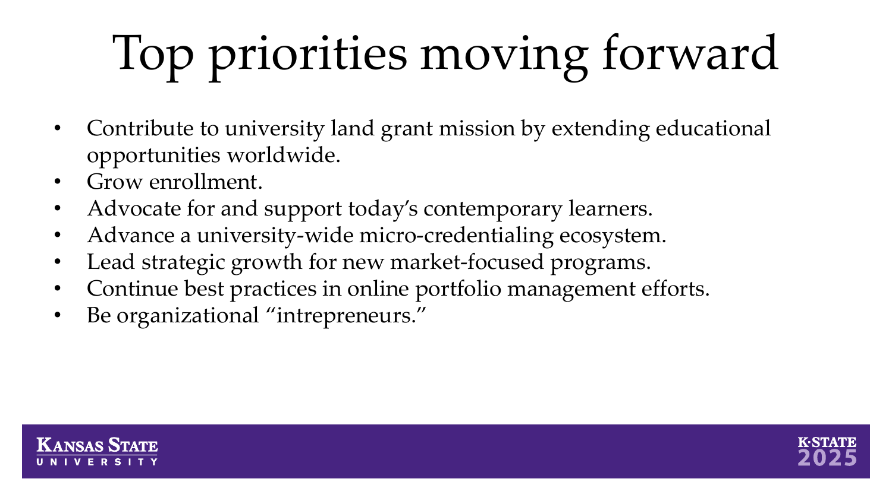# Top priorities moving forward

- Contribute to university land grant mission by extending educational opportunities worldwide.
- Grow enrollment.
- Advocate for and support today's contemporary learners.
- Advance a university-wide micro-credentialing ecosystem.
- Lead strategic growth for new market-focused programs.
- Continue best practices in online portfolio management efforts.
- Be organizational "intrepreneurs."